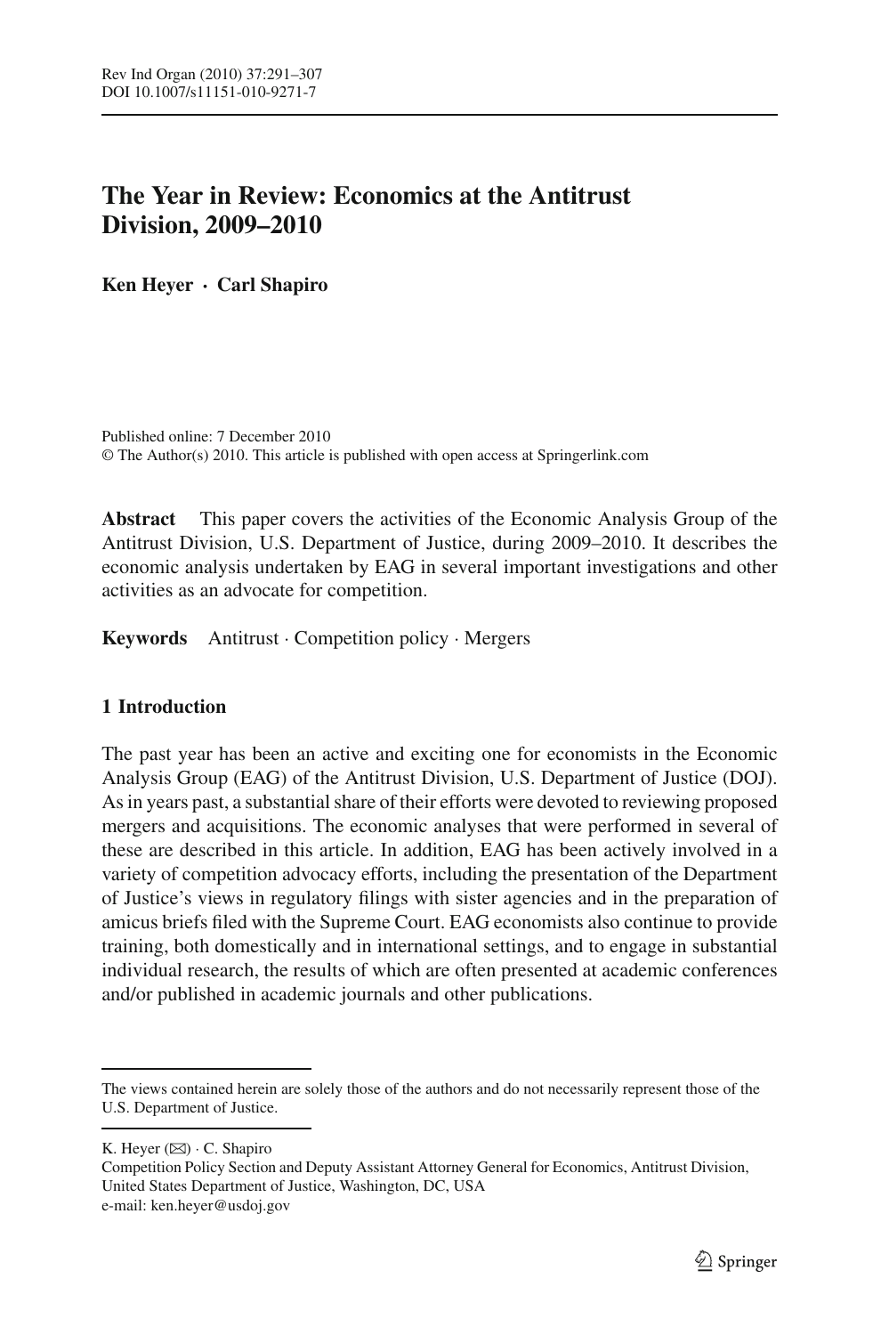# The Year in Review: Economics at the Antitrust Division, 2009–2010

**Ken Heyer · Carl Shapiro**

Published online: 7 December 2010
© The Author(s) 2010. This article is published with open access at Springerlink.com

**Abstract** This paper covers the activities of the Economic Analysis Group of the Antitrust Division, U.S. Department of Justice, during 2009–2010. It describes the economic analysis undertaken by EAG in several important investigations and other activities as an advocate for competition.

**Keywords** Antitrust · Competition policy · Mergers

## 1 Introduction

The past year has been an active and exciting one for economists in the Economic Analysis Group (EAG) of the Antitrust Division, U.S. Department of Justice (DOJ). As in years past, a substantial share of their efforts were devoted to reviewing proposed mergers and acquisitions. The economic analyses that were performed in several of these are described in this article. In addition, EAG has been actively involved in a variety of competition advocacy efforts, including the presentation of the Department of Justice's views in regulatory filings with sister agencies and in the preparation of amicus briefs filed with the Supreme Court. EAG economists also continue to provide training, both domestically and in international settings, and to engage in substantial individual research, the results of which are often presented at academic conferences and/or published in academic journals and other publications.

---

The views contained herein are solely those of the authors and do not necessarily represent those of the U.S. Department of Justice.

---

K. Heyer (✉) · C. Shapiro
Competition Policy Section and Deputy Assistant Attorney General for Economics, Antitrust Division, United States Department of Justice, Washington, DC, USA
e-mail: ken.heyer@usdoj.gov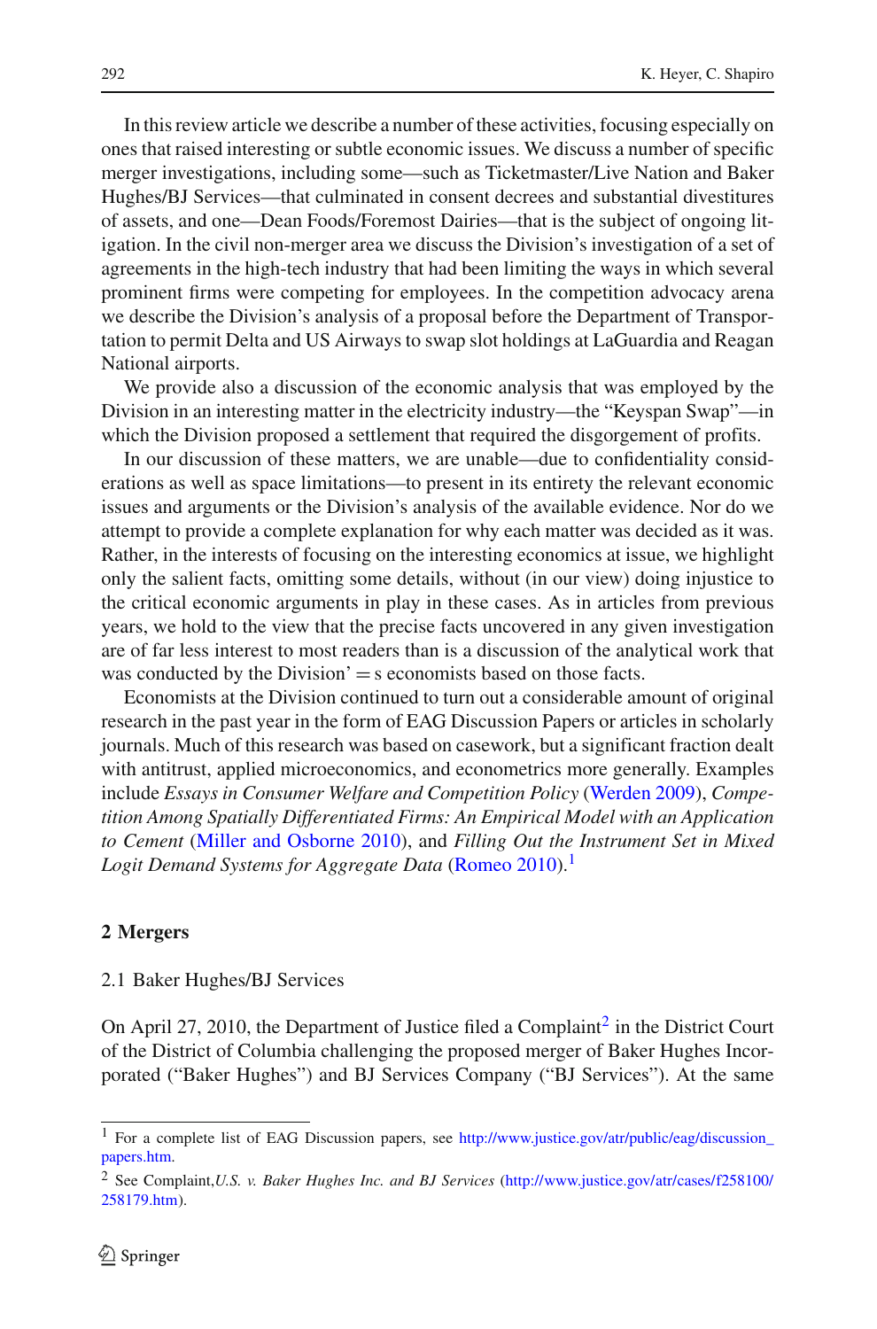In this review article we describe a number of these activities, focusing especially on ones that raised interesting or subtle economic issues. We discuss a number of specific merger investigations, including some—such as Ticketmaster/Live Nation and Baker Hughes/BJ Services—that culminated in consent decrees and substantial divestitures of assets, and one—Dean Foods/Foremost Dairies—that is the subject of ongoing litigation. In the civil non-merger area we discuss the Division's investigation of a set of agreements in the high-tech industry that had been limiting the ways in which several prominent firms were competing for employees. In the competition advocacy arena we describe the Division's analysis of a proposal before the Department of Transportation to permit Delta and US Airways to swap slot holdings at LaGuardia and Reagan National airports.

We provide also a discussion of the economic analysis that was employed by the Division in an interesting matter in the electricity industry—the "Keyspan Swap"—in which the Division proposed a settlement that required the disgorgement of profits.

In our discussion of these matters, we are unable—due to confidentiality considerations as well as space limitations—to present in its entirety the relevant economic issues and arguments or the Division's analysis of the available evidence. Nor do we attempt to provide a complete explanation for why each matter was decided as it was. Rather, in the interests of focusing on the interesting economics at issue, we highlight only the salient facts, omitting some details, without (in our view) doing injustice to the critical economic arguments in play in these cases. As in articles from previous years, we hold to the view that the precise facts uncovered in any given investigation are of far less interest to most readers than is a discussion of the analytical work that was conducted by the Division' = s economists based on those facts.

Economists at the Division continued to turn out a considerable amount of original research in the past year in the form of EAG Discussion Papers or articles in scholarly journals. Much of this research was based on casework, but a significant fraction dealt with antitrust, applied microeconomics, and econometrics more generally. Examples include *Essays in Consumer Welfare and Competition Policy* (Werden 2009), *Competition Among Spatially Differentiated Firms: An Empirical Model with an Application to Cement* (Miller and Osborne 2010), and *Filling Out the Instrument Set in Mixed Logit Demand Systems for Aggregate Data* (Romeo 2010).[1]

## 2 Mergers

### 2.1 Baker Hughes/BJ Services

On April 27, 2010, the Department of Justice filed a Complaint[2] in the District Court of the District of Columbia challenging the proposed merger of Baker Hughes Incorporated ("Baker Hughes") and BJ Services Company ("BJ Services"). At the same

---

[1] For a complete list of EAG Discussion papers, see http://www.justice.gov/atr/public/eag/discussion_papers.htm.

[2] See Complaint, *U.S. v. Baker Hughes Inc. and BJ Services* (http://www.justice.gov/atr/cases/f258100/258179.htm).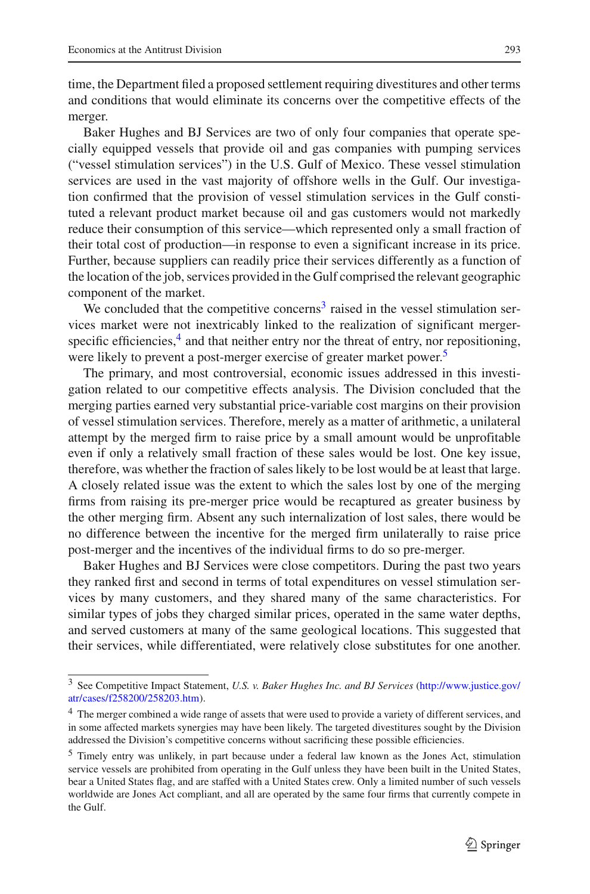time, the Department filed a proposed settlement requiring divestitures and other terms and conditions that would eliminate its concerns over the competitive effects of the merger.

Baker Hughes and BJ Services are two of only four companies that operate specially equipped vessels that provide oil and gas companies with pumping services ("vessel stimulation services") in the U.S. Gulf of Mexico. These vessel stimulation services are used in the vast majority of offshore wells in the Gulf. Our investigation confirmed that the provision of vessel stimulation services in the Gulf constituted a relevant product market because oil and gas customers would not markedly reduce their consumption of this service—which represented only a small fraction of their total cost of production—in response to even a significant increase in its price. Further, because suppliers can readily price their services differently as a function of the location of the job, services provided in the Gulf comprised the relevant geographic component of the market.

We concluded that the competitive concerns[3] raised in the vessel stimulation services market were not inextricably linked to the realization of significant merger-specific efficiencies,[4] and that neither entry nor the threat of entry, nor repositioning, were likely to prevent a post-merger exercise of greater market power.[5]

The primary, and most controversial, economic issues addressed in this investigation related to our competitive effects analysis. The Division concluded that the merging parties earned very substantial price-variable cost margins on their provision of vessel stimulation services. Therefore, merely as a matter of arithmetic, a unilateral attempt by the merged firm to raise price by a small amount would be unprofitable even if only a relatively small fraction of these sales would be lost. One key issue, therefore, was whether the fraction of sales likely to be lost would be at least that large. A closely related issue was the extent to which the sales lost by one of the merging firms from raising its pre-merger price would be recaptured as greater business by the other merging firm. Absent any such internalization of lost sales, there would be no difference between the incentive for the merged firm unilaterally to raise price post-merger and the incentives of the individual firms to do so pre-merger.

Baker Hughes and BJ Services were close competitors. During the past two years they ranked first and second in terms of total expenditures on vessel stimulation services by many customers, and they shared many of the same characteristics. For similar types of jobs they charged similar prices, operated in the same water depths, and served customers at many of the same geological locations. This suggested that their services, while differentiated, were relatively close substitutes for one another.

---

[3] See Competitive Impact Statement, *U.S. v. Baker Hughes Inc. and BJ Services* (http://www.justice.gov/atr/cases/f258200/258203.htm).

[4] The merger combined a wide range of assets that were used to provide a variety of different services, and in some affected markets synergies may have been likely. The targeted divestitures sought by the Division addressed the Division's competitive concerns without sacrificing these possible efficiencies.

[5] Timely entry was unlikely, in part because under a federal law known as the Jones Act, stimulation service vessels are prohibited from operating in the Gulf unless they have been built in the United States, bear a United States flag, and are staffed with a United States crew. Only a limited number of such vessels worldwide are Jones Act compliant, and all are operated by the same four firms that currently compete in the Gulf.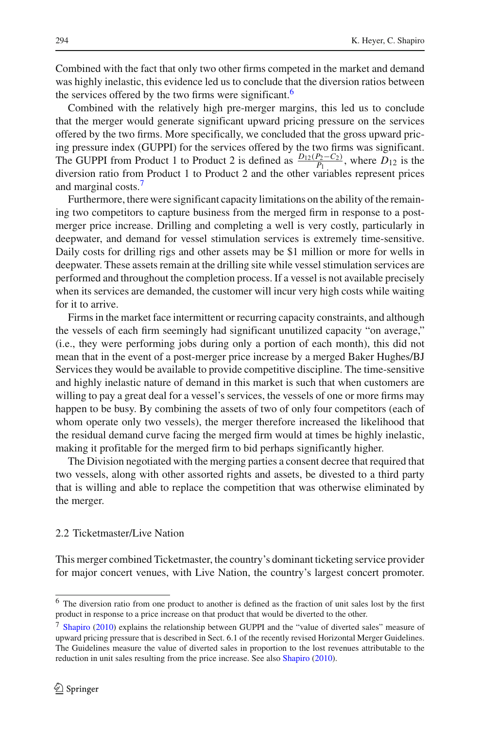Combined with the fact that only two other firms competed in the market and demand was highly inelastic, this evidence led us to conclude that the diversion ratios between the services offered by the two firms were significant.[6]

Combined with the relatively high pre-merger margins, this led us to conclude that the merger would generate significant upward pricing pressure on the services offered by the two firms. More specifically, we concluded that the gross upward pricing pressure index (GUPPI) for the services offered by the two firms was significant. The GUPPI from Product 1 to Product 2 is defined as $\frac{D_{12}(P_2 - C_2)}{P_1}$, where $D_{12}$ is the diversion ratio from Product 1 to Product 2 and the other variables represent prices and marginal costs.[7]

Furthermore, there were significant capacity limitations on the ability of the remaining two competitors to capture business from the merged firm in response to a post-merger price increase. Drilling and completing a well is very costly, particularly in deepwater, and demand for vessel stimulation services is extremely time-sensitive. Daily costs for drilling rigs and other assets may be \$1 million or more for wells in deepwater. These assets remain at the drilling site while vessel stimulation services are performed and throughout the completion process. If a vessel is not available precisely when its services are demanded, the customer will incur very high costs while waiting for it to arrive.

Firms in the market face intermittent or recurring capacity constraints, and although the vessels of each firm seemingly had significant unutilized capacity "on average," (i.e., they were performing jobs during only a portion of each month), this did not mean that in the event of a post-merger price increase by a merged Baker Hughes/BJ Services they would be available to provide competitive discipline. The time-sensitive and highly inelastic nature of demand in this market is such that when customers are willing to pay a great deal for a vessel's services, the vessels of one or more firms may happen to be busy. By combining the assets of two of only four competitors (each of whom operate only two vessels), the merger therefore increased the likelihood that the residual demand curve facing the merged firm would at times be highly inelastic, making it profitable for the merged firm to bid perhaps significantly higher.

The Division negotiated with the merging parties a consent decree that required that two vessels, along with other assorted rights and assets, be divested to a third party that is willing and able to replace the competition that was otherwise eliminated by the merger.

### 2.2 Ticketmaster/Live Nation

This merger combined Ticketmaster, the country's dominant ticketing service provider for major concert venues, with Live Nation, the country's largest concert promoter.

---

[6] The diversion ratio from one product to another is defined as the fraction of unit sales lost by the first product in response to a price increase on that product that would be diverted to the other.

[7] Shapiro (2010) explains the relationship between GUPPI and the "value of diverted sales" measure of upward pricing pressure that is described in Sect. 6.1 of the recently revised Horizontal Merger Guidelines. The Guidelines measure the value of diverted sales in proportion to the lost revenues attributable to the reduction in unit sales resulting from the price increase. See also Shapiro (2010).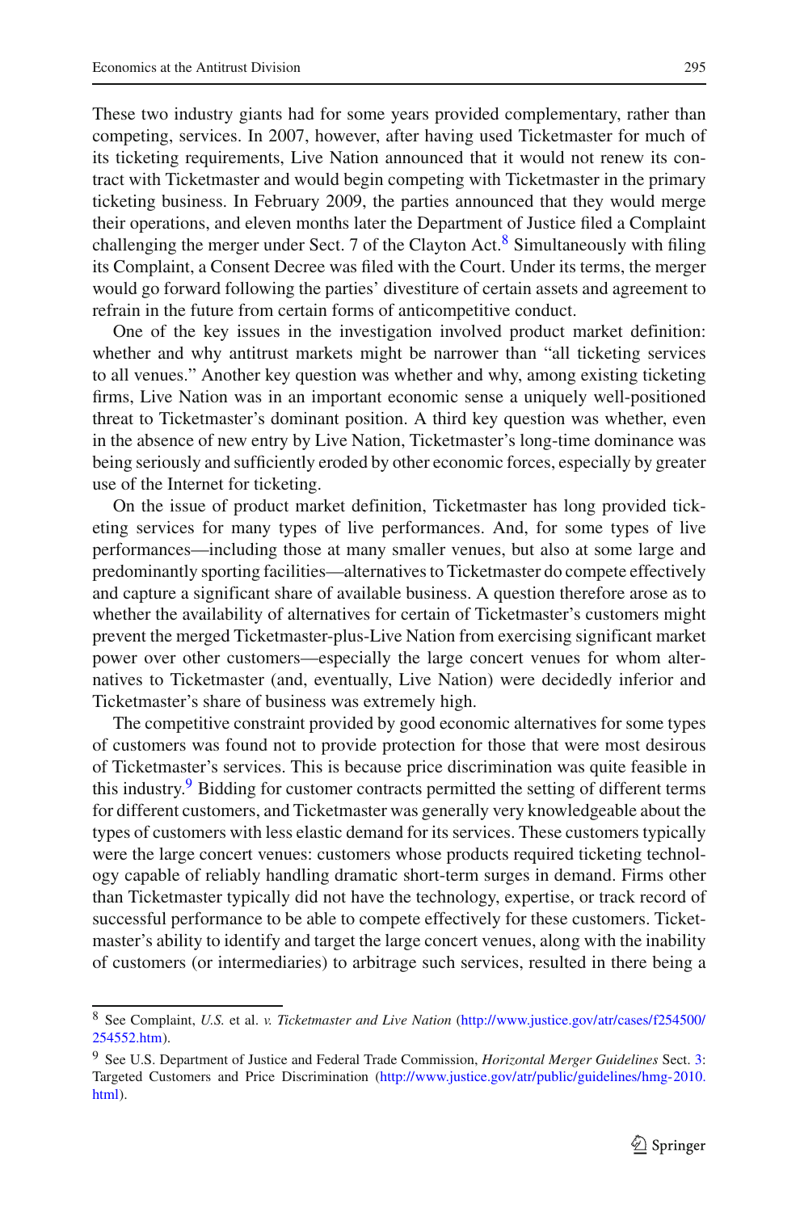These two industry giants had for some years provided complementary, rather than competing, services. In 2007, however, after having used Ticketmaster for much of its ticketing requirements, Live Nation announced that it would not renew its contract with Ticketmaster and would begin competing with Ticketmaster in the primary ticketing business. In February 2009, the parties announced that they would merge their operations, and eleven months later the Department of Justice filed a Complaint challenging the merger under Sect. 7 of the Clayton Act.[8] Simultaneously with filing its Complaint, a Consent Decree was filed with the Court. Under its terms, the merger would go forward following the parties' divestiture of certain assets and agreement to refrain in the future from certain forms of anticompetitive conduct.

One of the key issues in the investigation involved product market definition: whether and why antitrust markets might be narrower than "all ticketing services to all venues." Another key question was whether and why, among existing ticketing firms, Live Nation was in an important economic sense a uniquely well-positioned threat to Ticketmaster's dominant position. A third key question was whether, even in the absence of new entry by Live Nation, Ticketmaster's long-time dominance was being seriously and sufficiently eroded by other economic forces, especially by greater use of the Internet for ticketing.

On the issue of product market definition, Ticketmaster has long provided ticketing services for many types of live performances. And, for some types of live performances—including those at many smaller venues, but also at some large and predominantly sporting facilities—alternatives to Ticketmaster do compete effectively and capture a significant share of available business. A question therefore arose as to whether the availability of alternatives for certain of Ticketmaster's customers might prevent the merged Ticketmaster-plus-Live Nation from exercising significant market power over other customers—especially the large concert venues for whom alternatives to Ticketmaster (and, eventually, Live Nation) were decidedly inferior and Ticketmaster's share of business was extremely high.

The competitive constraint provided by good economic alternatives for some types of customers was found not to provide protection for those that were most desirous of Ticketmaster's services. This is because price discrimination was quite feasible in this industry.[9] Bidding for customer contracts permitted the setting of different terms for different customers, and Ticketmaster was generally very knowledgeable about the types of customers with less elastic demand for its services. These customers typically were the large concert venues: customers whose products required ticketing technology capable of reliably handling dramatic short-term surges in demand. Firms other than Ticketmaster typically did not have the technology, expertise, or track record of successful performance to be able to compete effectively for these customers. Ticketmaster's ability to identify and target the large concert venues, along with the inability of customers (or intermediaries) to arbitrage such services, resulted in there being a

---

[8] See Complaint, *U.S.* et al. *v. Ticketmaster and Live Nation* (http://www.justice.gov/atr/cases/f254500/254552.htm).

[9] See U.S. Department of Justice and Federal Trade Commission, *Horizontal Merger Guidelines* Sect. 3: Targeted Customers and Price Discrimination (http://www.justice.gov/atr/public/guidelines/hmg-2010.html).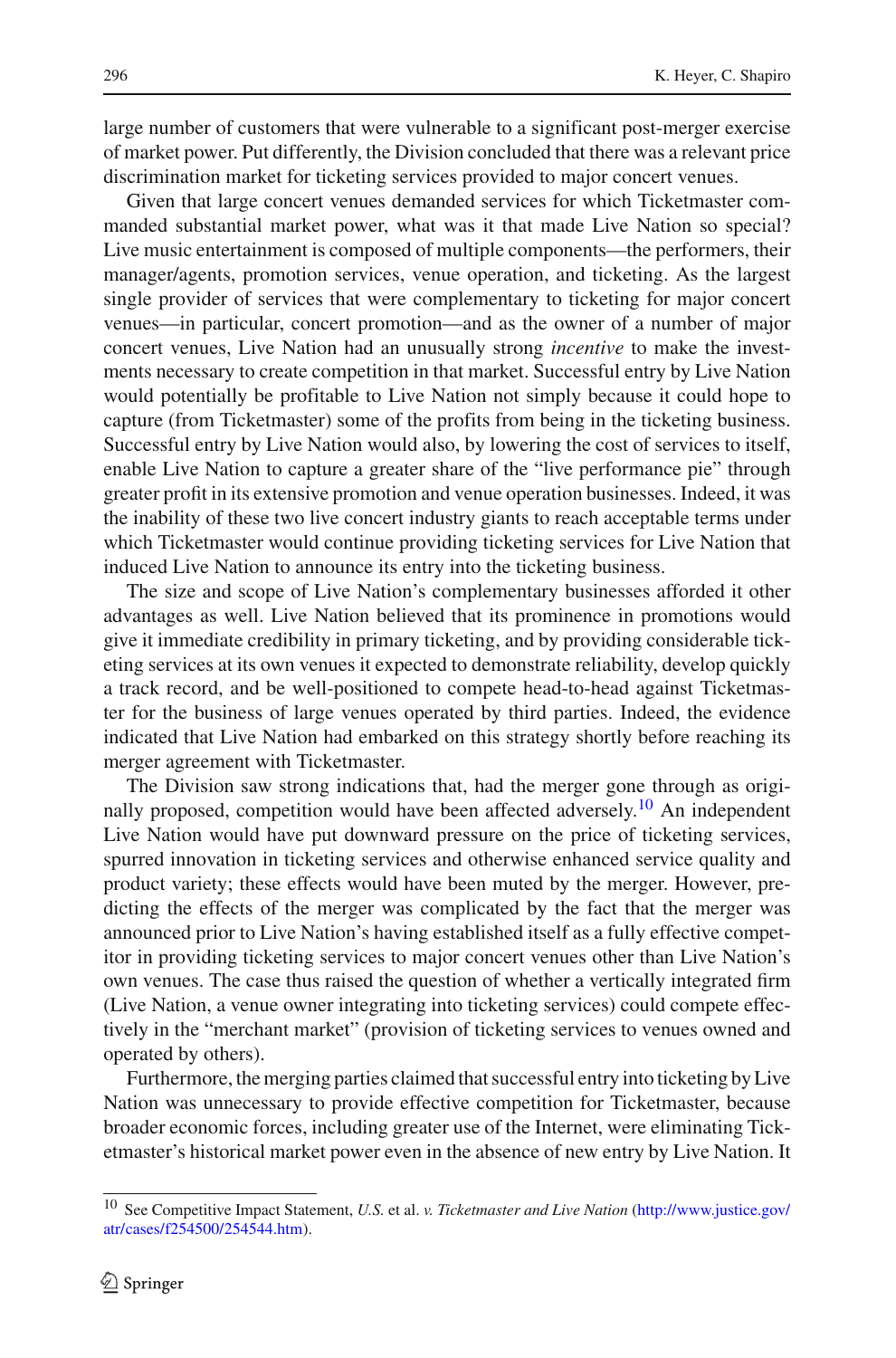large number of customers that were vulnerable to a significant post-merger exercise of market power. Put differently, the Division concluded that there was a relevant price discrimination market for ticketing services provided to major concert venues.

Given that large concert venues demanded services for which Ticketmaster commanded substantial market power, what was it that made Live Nation so special? Live music entertainment is composed of multiple components—the performers, their manager/agents, promotion services, venue operation, and ticketing. As the largest single provider of services that were complementary to ticketing for major concert venues—in particular, concert promotion—and as the owner of a number of major concert venues, Live Nation had an unusually strong *incentive* to make the investments necessary to create competition in that market. Successful entry by Live Nation would potentially be profitable to Live Nation not simply because it could hope to capture (from Ticketmaster) some of the profits from being in the ticketing business. Successful entry by Live Nation would also, by lowering the cost of services to itself, enable Live Nation to capture a greater share of the "live performance pie" through greater profit in its extensive promotion and venue operation businesses. Indeed, it was the inability of these two live concert industry giants to reach acceptable terms under which Ticketmaster would continue providing ticketing services for Live Nation that induced Live Nation to announce its entry into the ticketing business.

The size and scope of Live Nation's complementary businesses afforded it other advantages as well. Live Nation believed that its prominence in promotions would give it immediate credibility in primary ticketing, and by providing considerable ticketing services at its own venues it expected to demonstrate reliability, develop quickly a track record, and be well-positioned to compete head-to-head against Ticketmaster for the business of large venues operated by third parties. Indeed, the evidence indicated that Live Nation had embarked on this strategy shortly before reaching its merger agreement with Ticketmaster.

The Division saw strong indications that, had the merger gone through as originally proposed, competition would have been affected adversely.[10] An independent Live Nation would have put downward pressure on the price of ticketing services, spurred innovation in ticketing services and otherwise enhanced service quality and product variety; these effects would have been muted by the merger. However, predicting the effects of the merger was complicated by the fact that the merger was announced prior to Live Nation's having established itself as a fully effective competitor in providing ticketing services to major concert venues other than Live Nation's own venues. The case thus raised the question of whether a vertically integrated firm (Live Nation, a venue owner integrating into ticketing services) could compete effectively in the "merchant market" (provision of ticketing services to venues owned and operated by others).

Furthermore, the merging parties claimed that successful entry into ticketing by Live Nation was unnecessary to provide effective competition for Ticketmaster, because broader economic forces, including greater use of the Internet, were eliminating Ticketmaster's historical market power even in the absence of new entry by Live Nation. It

[10] See Competitive Impact Statement, *U.S.* et al. *v. Ticketmaster and Live Nation* (http://www.justice.gov/atr/cases/f254500/254544.htm).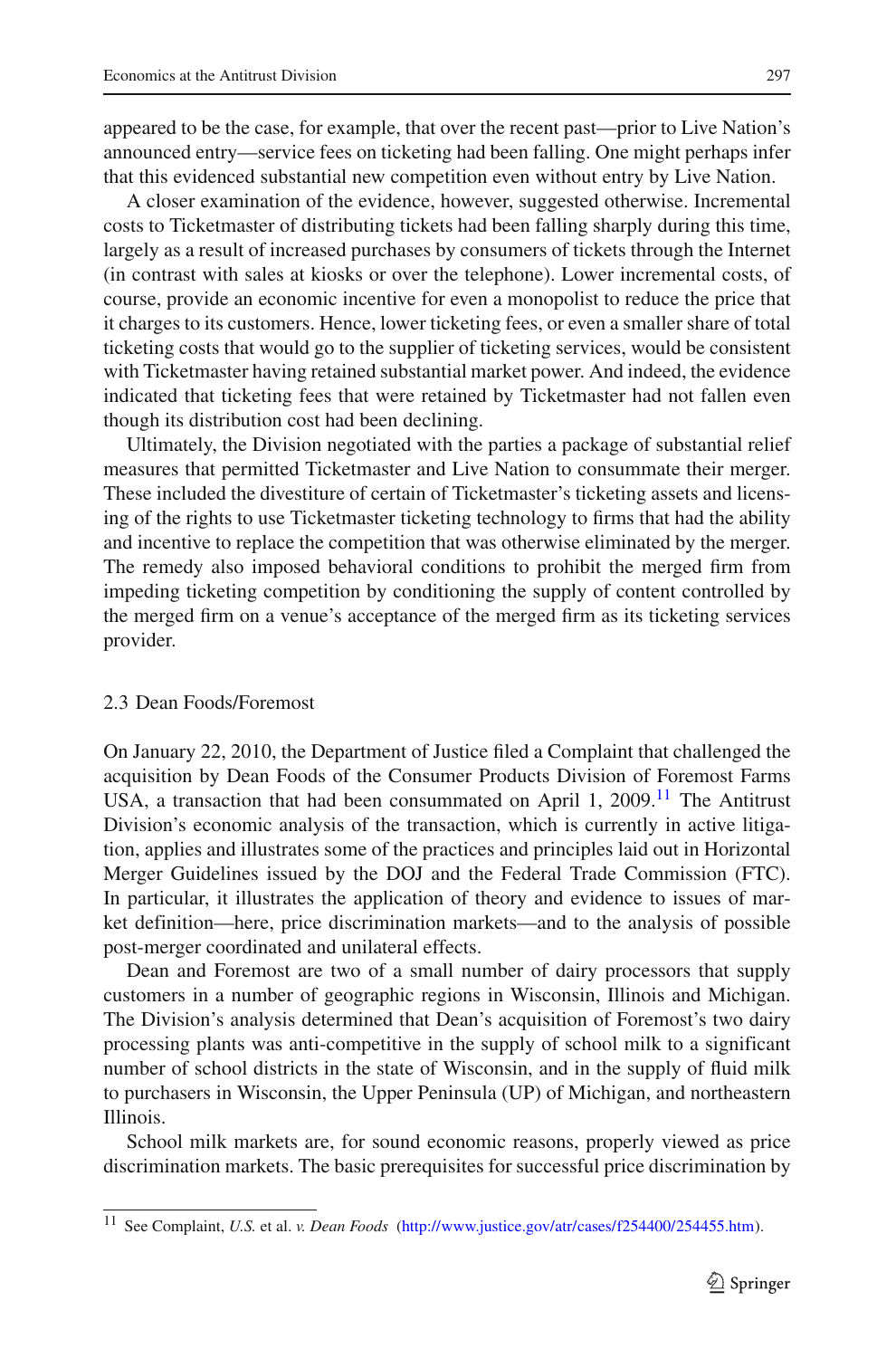appeared to be the case, for example, that over the recent past—prior to Live Nation's announced entry—service fees on ticketing had been falling. One might perhaps infer that this evidenced substantial new competition even without entry by Live Nation.

A closer examination of the evidence, however, suggested otherwise. Incremental costs to Ticketmaster of distributing tickets had been falling sharply during this time, largely as a result of increased purchases by consumers of tickets through the Internet (in contrast with sales at kiosks or over the telephone). Lower incremental costs, of course, provide an economic incentive for even a monopolist to reduce the price that it charges to its customers. Hence, lower ticketing fees, or even a smaller share of total ticketing costs that would go to the supplier of ticketing services, would be consistent with Ticketmaster having retained substantial market power. And indeed, the evidence indicated that ticketing fees that were retained by Ticketmaster had not fallen even though its distribution cost had been declining.

Ultimately, the Division negotiated with the parties a package of substantial relief measures that permitted Ticketmaster and Live Nation to consummate their merger. These included the divestiture of certain of Ticketmaster's ticketing assets and licensing of the rights to use Ticketmaster ticketing technology to firms that had the ability and incentive to replace the competition that was otherwise eliminated by the merger. The remedy also imposed behavioral conditions to prohibit the merged firm from impeding ticketing competition by conditioning the supply of content controlled by the merged firm on a venue's acceptance of the merged firm as its ticketing services provider.

### 2.3 Dean Foods/Foremost

On January 22, 2010, the Department of Justice filed a Complaint that challenged the acquisition by Dean Foods of the Consumer Products Division of Foremost Farms USA, a transaction that had been consummated on April 1, 2009.[11] The Antitrust Division's economic analysis of the transaction, which is currently in active litigation, applies and illustrates some of the practices and principles laid out in Horizontal Merger Guidelines issued by the DOJ and the Federal Trade Commission (FTC). In particular, it illustrates the application of theory and evidence to issues of market definition—here, price discrimination markets—and to the analysis of possible post-merger coordinated and unilateral effects.

Dean and Foremost are two of a small number of dairy processors that supply customers in a number of geographic regions in Wisconsin, Illinois and Michigan. The Division's analysis determined that Dean's acquisition of Foremost's two dairy processing plants was anti-competitive in the supply of school milk to a significant number of school districts in the state of Wisconsin, and in the supply of fluid milk to purchasers in Wisconsin, the Upper Peninsula (UP) of Michigan, and northeastern Illinois.

School milk markets are, for sound economic reasons, properly viewed as price discrimination markets. The basic prerequisites for successful price discrimination by

---

[11] See Complaint, *U.S.* et al. *v. Dean Foods* (http://www.justice.gov/atr/cases/f254400/254455.htm).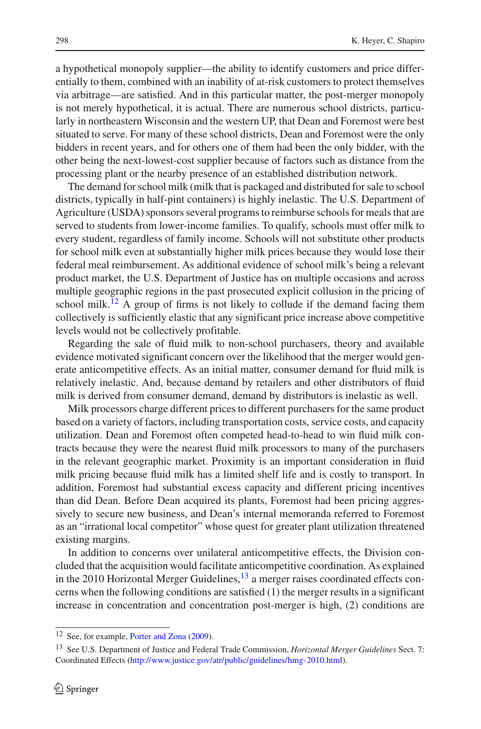a hypothetical monopoly supplier—the ability to identify customers and price differentially to them, combined with an inability of at-risk customers to protect themselves via arbitrage—are satisfied. And in this particular matter, the post-merger monopoly is not merely hypothetical, it is actual. There are numerous school districts, particularly in northeastern Wisconsin and the western UP, that Dean and Foremost were best situated to serve. For many of these school districts, Dean and Foremost were the only bidders in recent years, and for others one of them had been the only bidder, with the other being the next-lowest-cost supplier because of factors such as distance from the processing plant or the nearby presence of an established distribution network.

The demand for school milk (milk that is packaged and distributed for sale to school districts, typically in half-pint containers) is highly inelastic. The U.S. Department of Agriculture (USDA) sponsors several programs to reimburse schools for meals that are served to students from lower-income families. To qualify, schools must offer milk to every student, regardless of family income. Schools will not substitute other products for school milk even at substantially higher milk prices because they would lose their federal meal reimbursement. As additional evidence of school milk's being a relevant product market, the U.S. Department of Justice has on multiple occasions and across multiple geographic regions in the past prosecuted explicit collusion in the pricing of school milk.[12] A group of firms is not likely to collude if the demand facing them collectively is sufficiently elastic that any significant price increase above competitive levels would not be collectively profitable.

Regarding the sale of fluid milk to non-school purchasers, theory and available evidence motivated significant concern over the likelihood that the merger would generate anticompetitive effects. As an initial matter, consumer demand for fluid milk is relatively inelastic. And, because demand by retailers and other distributors of fluid milk is derived from consumer demand, demand by distributors is inelastic as well.

Milk processors charge different prices to different purchasers for the same product based on a variety of factors, including transportation costs, service costs, and capacity utilization. Dean and Foremost often competed head-to-head to win fluid milk contracts because they were the nearest fluid milk processors to many of the purchasers in the relevant geographic market. Proximity is an important consideration in fluid milk pricing because fluid milk has a limited shelf life and is costly to transport. In addition, Foremost had substantial excess capacity and different pricing incentives than did Dean. Before Dean acquired its plants, Foremost had been pricing aggressively to secure new business, and Dean's internal memoranda referred to Foremost as an "irrational local competitor" whose quest for greater plant utilization threatened existing margins.

In addition to concerns over unilateral anticompetitive effects, the Division concluded that the acquisition would facilitate anticompetitive coordination. As explained in the 2010 Horizontal Merger Guidelines,[13] a merger raises coordinated effects concerns when the following conditions are satisfied (1) the merger results in a significant increase in concentration and concentration post-merger is high, (2) conditions are

---

[12] See, for example, Porter and Zona (2009).

[13] See U.S. Department of Justice and Federal Trade Commission, *Horizontal Merger Guidelines* Sect. 7: Coordinated Effects (http://www.justice.gov/atr/public/guidelines/hmg-2010.html).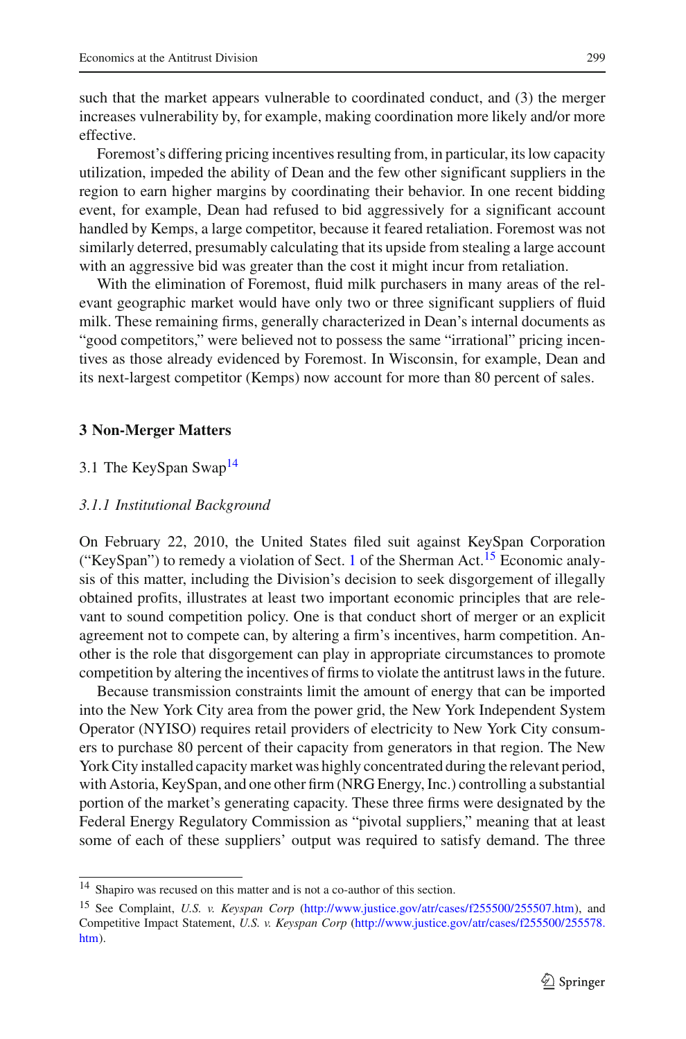such that the market appears vulnerable to coordinated conduct, and (3) the merger increases vulnerability by, for example, making coordination more likely and/or more effective.

Foremost's differing pricing incentives resulting from, in particular, its low capacity utilization, impeded the ability of Dean and the few other significant suppliers in the region to earn higher margins by coordinating their behavior. In one recent bidding event, for example, Dean had refused to bid aggressively for a significant account handled by Kemps, a large competitor, because it feared retaliation. Foremost was not similarly deterred, presumably calculating that its upside from stealing a large account with an aggressive bid was greater than the cost it might incur from retaliation.

With the elimination of Foremost, fluid milk purchasers in many areas of the relevant geographic market would have only two or three significant suppliers of fluid milk. These remaining firms, generally characterized in Dean's internal documents as "good competitors," were believed not to possess the same "irrational" pricing incentives as those already evidenced by Foremost. In Wisconsin, for example, Dean and its next-largest competitor (Kemps) now account for more than 80 percent of sales.

## 3 Non-Merger Matters

### 3.1 The KeySpan Swap[14]

#### *3.1.1 Institutional Background*

On February 22, 2010, the United States filed suit against KeySpan Corporation ("KeySpan") to remedy a violation of Sect. 1 of the Sherman Act.[15] Economic analysis of this matter, including the Division's decision to seek disgorgement of illegally obtained profits, illustrates at least two important economic principles that are relevant to sound competition policy. One is that conduct short of merger or an explicit agreement not to compete can, by altering a firm's incentives, harm competition. Another is the role that disgorgement can play in appropriate circumstances to promote competition by altering the incentives of firms to violate the antitrust laws in the future.

Because transmission constraints limit the amount of energy that can be imported into the New York City area from the power grid, the New York Independent System Operator (NYISO) requires retail providers of electricity to New York City consumers to purchase 80 percent of their capacity from generators in that region. The New York City installed capacity market was highly concentrated during the relevant period, with Astoria, KeySpan, and one other firm (NRG Energy, Inc.) controlling a substantial portion of the market's generating capacity. These three firms were designated by the Federal Energy Regulatory Commission as "pivotal suppliers," meaning that at least some of each of these suppliers' output was required to satisfy demand. The three

---

[14] Shapiro was recused on this matter and is not a co-author of this section.

[15] See Complaint, *U.S. v. Keyspan Corp* (http://www.justice.gov/atr/cases/f255500/255507.htm), and Competitive Impact Statement, *U.S. v. Keyspan Corp* (http://www.justice.gov/atr/cases/f255500/255578.htm).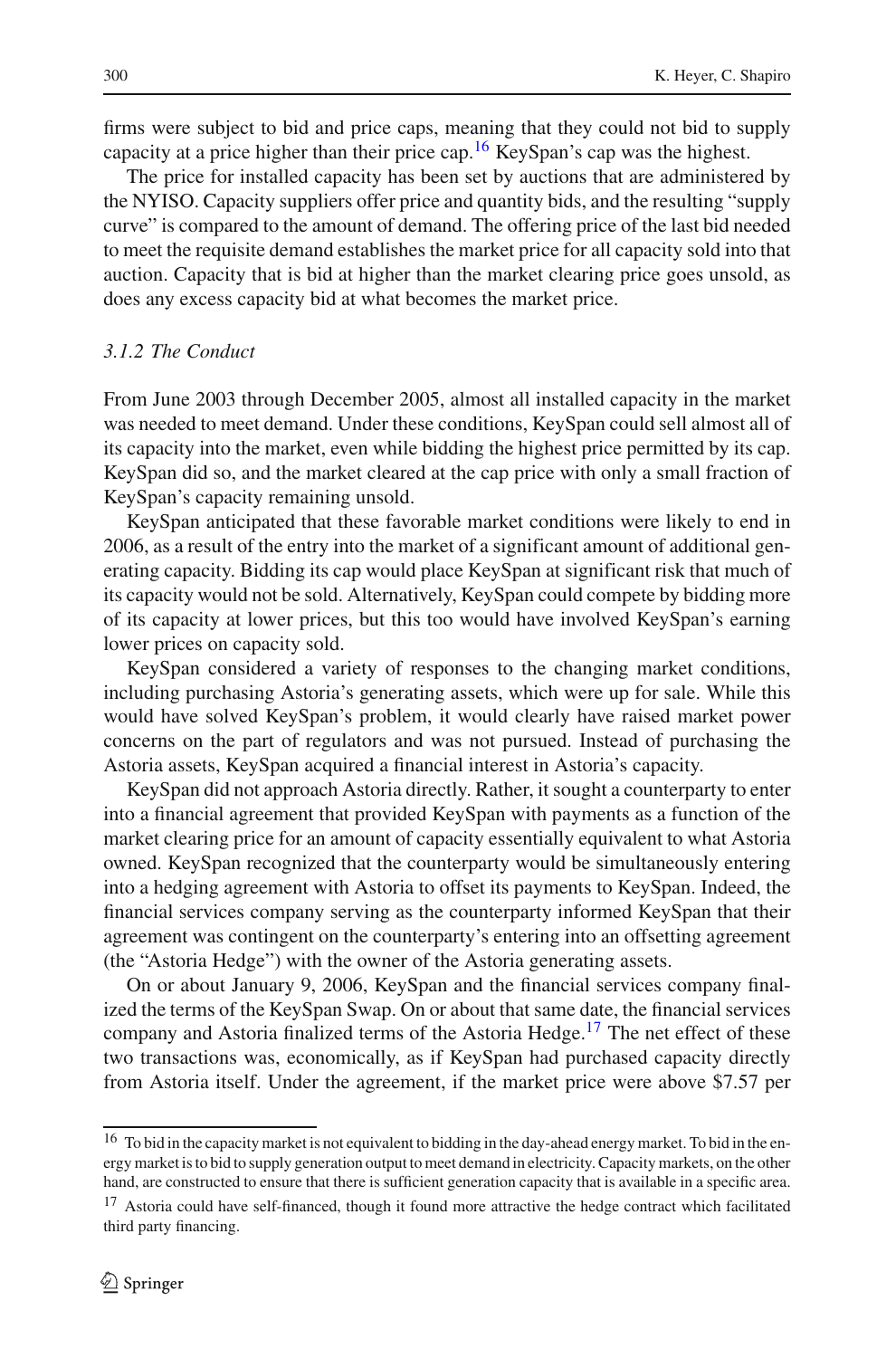firms were subject to bid and price caps, meaning that they could not bid to supply capacity at a price higher than their price cap.[16] KeySpan's cap was the highest.

The price for installed capacity has been set by auctions that are administered by the NYISO. Capacity suppliers offer price and quantity bids, and the resulting "supply curve" is compared to the amount of demand. The offering price of the last bid needed to meet the requisite demand establishes the market price for all capacity sold into that auction. Capacity that is bid at higher than the market clearing price goes unsold, as does any excess capacity bid at what becomes the market price.

#### *3.1.2 The Conduct*

From June 2003 through December 2005, almost all installed capacity in the market was needed to meet demand. Under these conditions, KeySpan could sell almost all of its capacity into the market, even while bidding the highest price permitted by its cap. KeySpan did so, and the market cleared at the cap price with only a small fraction of KeySpan's capacity remaining unsold.

KeySpan anticipated that these favorable market conditions were likely to end in 2006, as a result of the entry into the market of a significant amount of additional generating capacity. Bidding its cap would place KeySpan at significant risk that much of its capacity would not be sold. Alternatively, KeySpan could compete by bidding more of its capacity at lower prices, but this too would have involved KeySpan's earning lower prices on capacity sold.

KeySpan considered a variety of responses to the changing market conditions, including purchasing Astoria's generating assets, which were up for sale. While this would have solved KeySpan's problem, it would clearly have raised market power concerns on the part of regulators and was not pursued. Instead of purchasing the Astoria assets, KeySpan acquired a financial interest in Astoria's capacity.

KeySpan did not approach Astoria directly. Rather, it sought a counterparty to enter into a financial agreement that provided KeySpan with payments as a function of the market clearing price for an amount of capacity essentially equivalent to what Astoria owned. KeySpan recognized that the counterparty would be simultaneously entering into a hedging agreement with Astoria to offset its payments to KeySpan. Indeed, the financial services company serving as the counterparty informed KeySpan that their agreement was contingent on the counterparty's entering into an offsetting agreement (the "Astoria Hedge") with the owner of the Astoria generating assets.

On or about January 9, 2006, KeySpan and the financial services company finalized the terms of the KeySpan Swap. On or about that same date, the financial services company and Astoria finalized terms of the Astoria Hedge.[17] The net effect of these two transactions was, economically, as if KeySpan had purchased capacity directly from Astoria itself. Under the agreement, if the market price were above \$7.57 per

[16] To bid in the capacity market is not equivalent to bidding in the day-ahead energy market. To bid in the energy market is to bid to supply generation output to meet demand in electricity. Capacity markets, on the other hand, are constructed to ensure that there is sufficient generation capacity that is available in a specific area.

[17] Astoria could have self-financed, though it found more attractive the hedge contract which facilitated third party financing.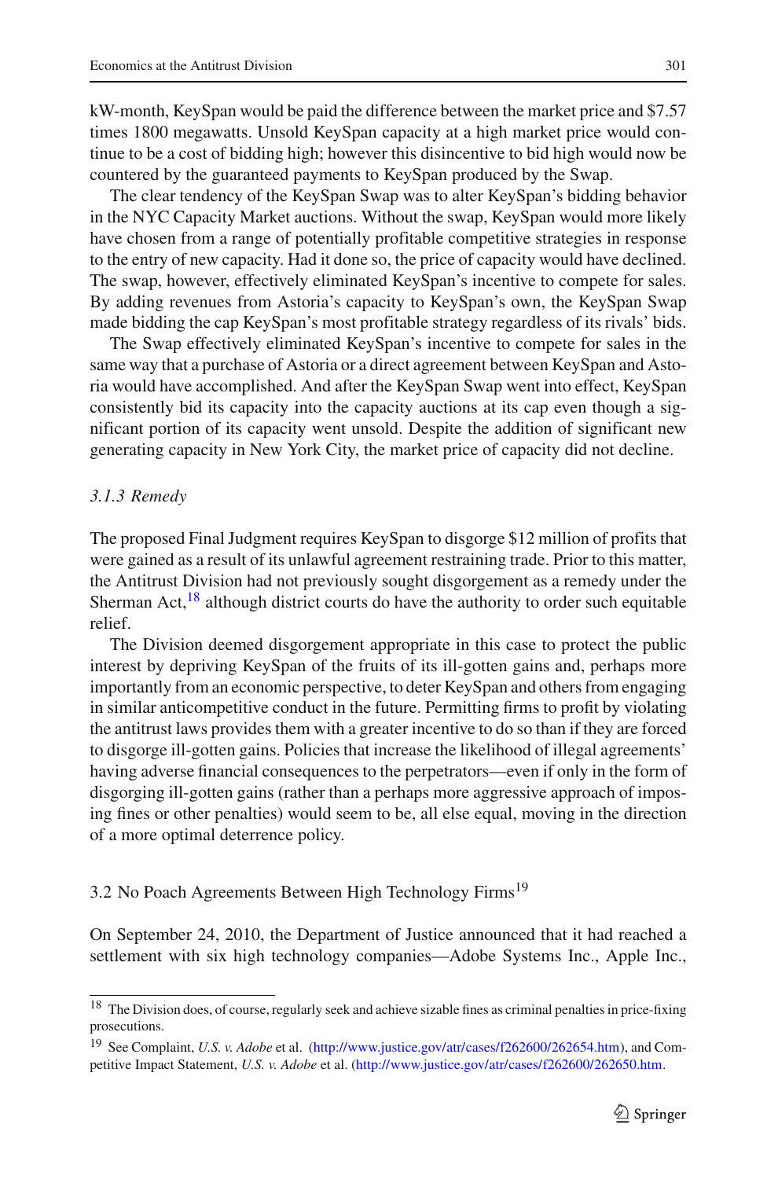kW-month, KeySpan would be paid the difference between the market price and $7.57 times 1800 megawatts. Unsold KeySpan capacity at a high market price would continue to be a cost of bidding high; however this disincentive to bid high would now be countered by the guaranteed payments to KeySpan produced by the Swap.

The clear tendency of the KeySpan Swap was to alter KeySpan's bidding behavior in the NYC Capacity Market auctions. Without the swap, KeySpan would more likely have chosen from a range of potentially profitable competitive strategies in response to the entry of new capacity. Had it done so, the price of capacity would have declined. The swap, however, effectively eliminated KeySpan's incentive to compete for sales. By adding revenues from Astoria's capacity to KeySpan's own, the KeySpan Swap made bidding the cap KeySpan's most profitable strategy regardless of its rivals' bids.

The Swap effectively eliminated KeySpan's incentive to compete for sales in the same way that a purchase of Astoria or a direct agreement between KeySpan and Astoria would have accomplished. And after the KeySpan Swap went into effect, KeySpan consistently bid its capacity into the capacity auctions at its cap even though a significant portion of its capacity went unsold. Despite the addition of significant new generating capacity in New York City, the market price of capacity did not decline.

#### *3.1.3 Remedy*

The proposed Final Judgment requires KeySpan to disgorge $12 million of profits that were gained as a result of its unlawful agreement restraining trade. Prior to this matter, the Antitrust Division had not previously sought disgorgement as a remedy under the Sherman Act,[18] although district courts do have the authority to order such equitable relief.

The Division deemed disgorgement appropriate in this case to protect the public interest by depriving KeySpan of the fruits of its ill-gotten gains and, perhaps more importantly from an economic perspective, to deter KeySpan and others from engaging in similar anticompetitive conduct in the future. Permitting firms to profit by violating the antitrust laws provides them with a greater incentive to do so than if they are forced to disgorge ill-gotten gains. Policies that increase the likelihood of illegal agreements' having adverse financial consequences to the perpetrators—even if only in the form of disgorging ill-gotten gains (rather than a perhaps more aggressive approach of imposing fines or other penalties) would seem to be, all else equal, moving in the direction of a more optimal deterrence policy.

### 3.2 No Poach Agreements Between High Technology Firms[19]

On September 24, 2010, the Department of Justice announced that it had reached a settlement with six high technology companies—Adobe Systems Inc., Apple Inc.,

---

[18] The Division does, of course, regularly seek and achieve sizable fines as criminal penalties in price-fixing prosecutions.

[19] See Complaint, *U.S. v. Adobe* et al. (http://www.justice.gov/atr/cases/f262600/262654.htm), and Competitive Impact Statement, *U.S. v. Adobe* et al. (http://www.justice.gov/atr/cases/f262600/262650.htm.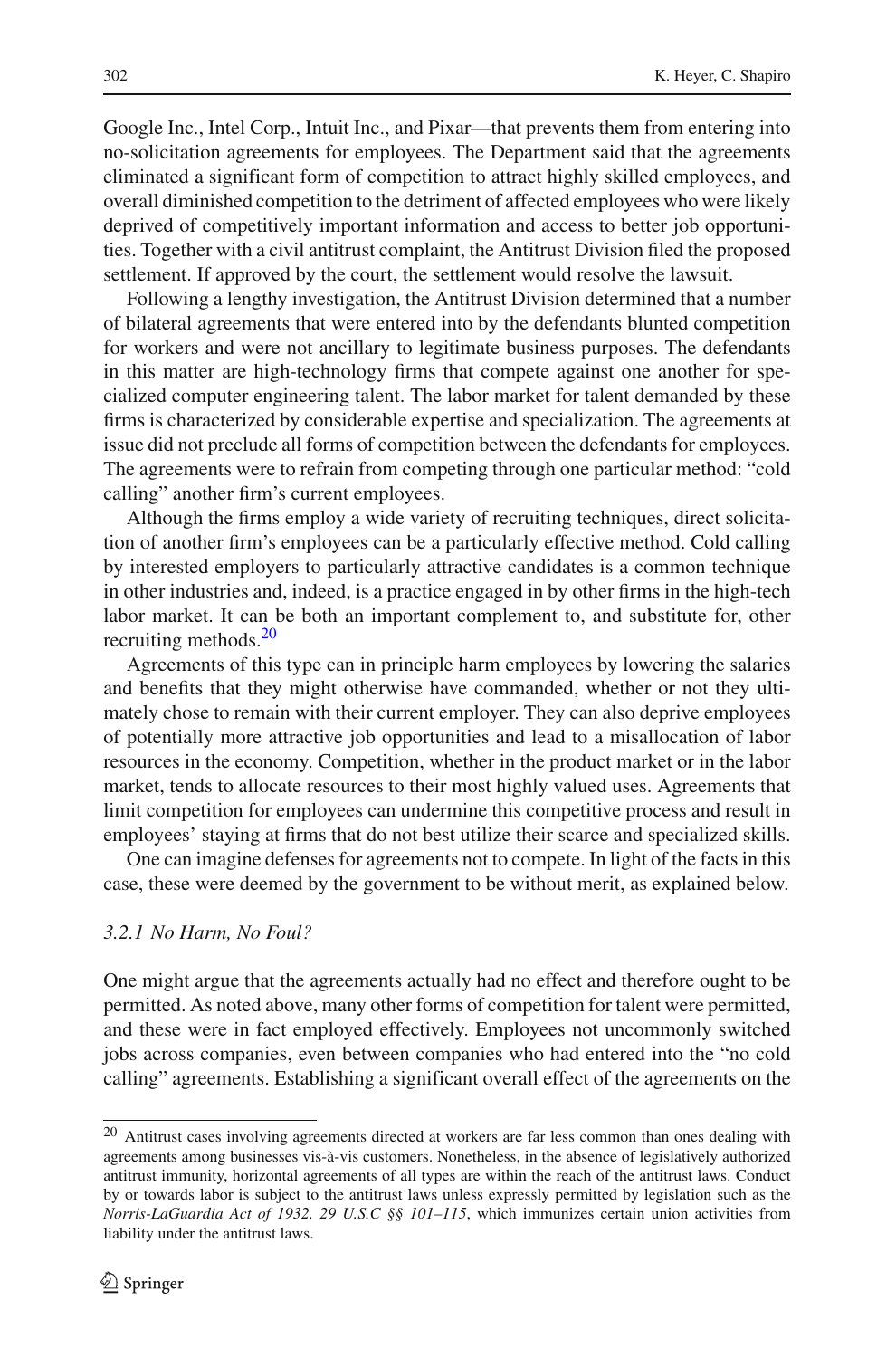Google Inc., Intel Corp., Intuit Inc., and Pixar—that prevents them from entering into no-solicitation agreements for employees. The Department said that the agreements eliminated a significant form of competition to attract highly skilled employees, and overall diminished competition to the detriment of affected employees who were likely deprived of competitively important information and access to better job opportunities. Together with a civil antitrust complaint, the Antitrust Division filed the proposed settlement. If approved by the court, the settlement would resolve the lawsuit.

Following a lengthy investigation, the Antitrust Division determined that a number of bilateral agreements that were entered into by the defendants blunted competition for workers and were not ancillary to legitimate business purposes. The defendants in this matter are high-technology firms that compete against one another for specialized computer engineering talent. The labor market for talent demanded by these firms is characterized by considerable expertise and specialization. The agreements at issue did not preclude all forms of competition between the defendants for employees. The agreements were to refrain from competing through one particular method: "cold calling" another firm's current employees.

Although the firms employ a wide variety of recruiting techniques, direct solicitation of another firm's employees can be a particularly effective method. Cold calling by interested employers to particularly attractive candidates is a common technique in other industries and, indeed, is a practice engaged in by other firms in the high-tech labor market. It can be both an important complement to, and substitute for, other recruiting methods.[20]

Agreements of this type can in principle harm employees by lowering the salaries and benefits that they might otherwise have commanded, whether or not they ultimately chose to remain with their current employer. They can also deprive employees of potentially more attractive job opportunities and lead to a misallocation of labor resources in the economy. Competition, whether in the product market or in the labor market, tends to allocate resources to their most highly valued uses. Agreements that limit competition for employees can undermine this competitive process and result in employees' staying at firms that do not best utilize their scarce and specialized skills.

One can imagine defenses for agreements not to compete. In light of the facts in this case, these were deemed by the government to be without merit, as explained below.

#### *3.2.1 No Harm, No Foul?*

One might argue that the agreements actually had no effect and therefore ought to be permitted. As noted above, many other forms of competition for talent were permitted, and these were in fact employed effectively. Employees not uncommonly switched jobs across companies, even between companies who had entered into the "no cold calling" agreements. Establishing a significant overall effect of the agreements on the

---

[20] Antitrust cases involving agreements directed at workers are far less common than ones dealing with agreements among businesses vis-à-vis customers. Nonetheless, in the absence of legislatively authorized antitrust immunity, horizontal agreements of all types are within the reach of the antitrust laws. Conduct by or towards labor is subject to the antitrust laws unless expressly permitted by legislation such as the *Norris-LaGuardia Act of 1932, 29 U.S.C §§ 101–115*, which immunizes certain union activities from liability under the antitrust laws.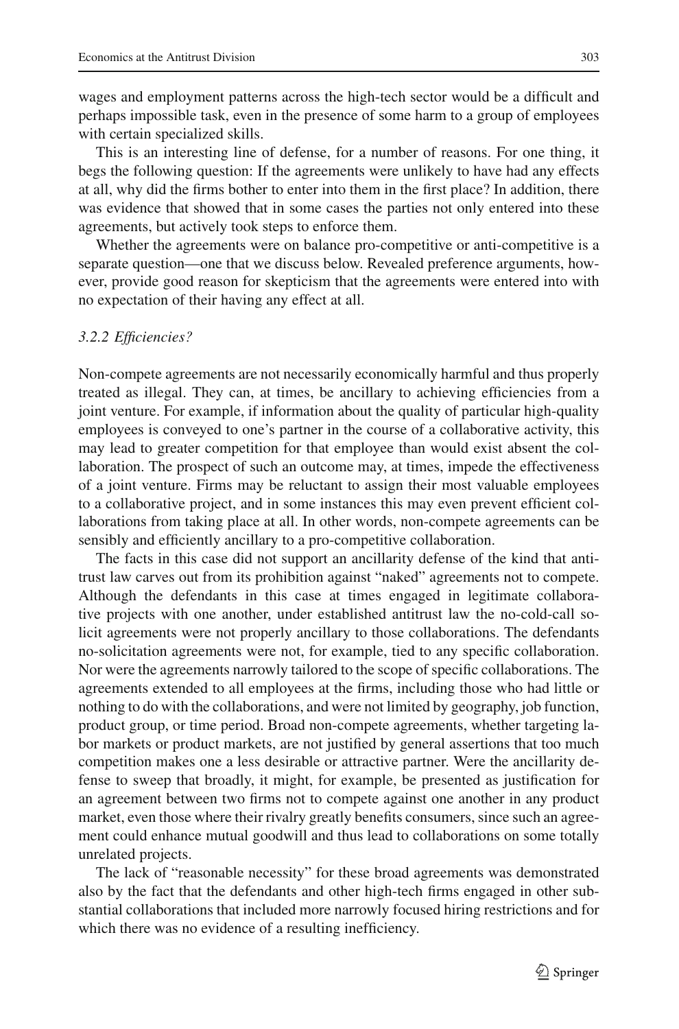wages and employment patterns across the high-tech sector would be a difficult and perhaps impossible task, even in the presence of some harm to a group of employees with certain specialized skills.

This is an interesting line of defense, for a number of reasons. For one thing, it begs the following question: If the agreements were unlikely to have had any effects at all, why did the firms bother to enter into them in the first place? In addition, there was evidence that showed that in some cases the parties not only entered into these agreements, but actively took steps to enforce them.

Whether the agreements were on balance pro-competitive or anti-competitive is a separate question—one that we discuss below. Revealed preference arguments, however, provide good reason for skepticism that the agreements were entered into with no expectation of their having any effect at all.

### *3.2.2 Efficiencies?*

Non-compete agreements are not necessarily economically harmful and thus properly treated as illegal. They can, at times, be ancillary to achieving efficiencies from a joint venture. For example, if information about the quality of particular high-quality employees is conveyed to one's partner in the course of a collaborative activity, this may lead to greater competition for that employee than would exist absent the collaboration. The prospect of such an outcome may, at times, impede the effectiveness of a joint venture. Firms may be reluctant to assign their most valuable employees to a collaborative project, and in some instances this may even prevent efficient collaborations from taking place at all. In other words, non-compete agreements can be sensibly and efficiently ancillary to a pro-competitive collaboration.

The facts in this case did not support an ancillarity defense of the kind that antitrust law carves out from its prohibition against "naked" agreements not to compete. Although the defendants in this case at times engaged in legitimate collaborative projects with one another, under established antitrust law the no-cold-call solicit agreements were not properly ancillary to those collaborations. The defendants no-solicitation agreements were not, for example, tied to any specific collaboration. Nor were the agreements narrowly tailored to the scope of specific collaborations. The agreements extended to all employees at the firms, including those who had little or nothing to do with the collaborations, and were not limited by geography, job function, product group, or time period. Broad non-compete agreements, whether targeting labor markets or product markets, are not justified by general assertions that too much competition makes one a less desirable or attractive partner. Were the ancillarity defense to sweep that broadly, it might, for example, be presented as justification for an agreement between two firms not to compete against one another in any product market, even those where their rivalry greatly benefits consumers, since such an agreement could enhance mutual goodwill and thus lead to collaborations on some totally unrelated projects.

The lack of "reasonable necessity" for these broad agreements was demonstrated also by the fact that the defendants and other high-tech firms engaged in other substantial collaborations that included more narrowly focused hiring restrictions and for which there was no evidence of a resulting inefficiency.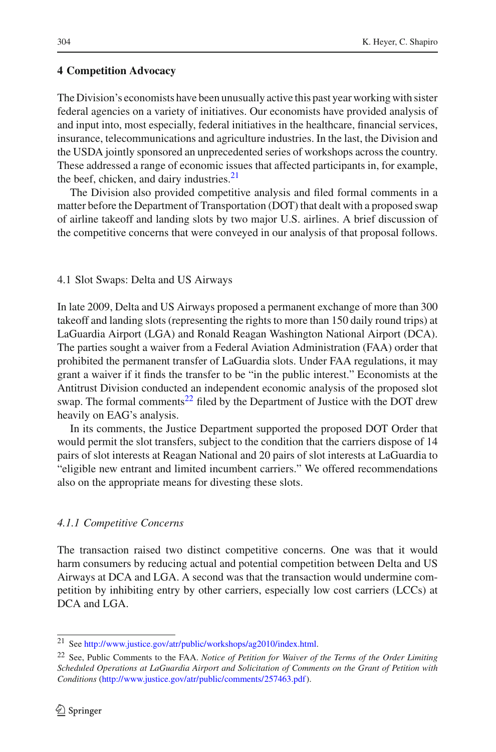## 4 Competition Advocacy

The Division's economists have been unusually active this past year working with sister federal agencies on a variety of initiatives. Our economists have provided analysis of and input into, most especially, federal initiatives in the healthcare, financial services, insurance, telecommunications and agriculture industries. In the last, the Division and the USDA jointly sponsored an unprecedented series of workshops across the country. These addressed a range of economic issues that affected participants in, for example, the beef, chicken, and dairy industries.[21]

The Division also provided competitive analysis and filed formal comments in a matter before the Department of Transportation (DOT) that dealt with a proposed swap of airline takeoff and landing slots by two major U.S. airlines. A brief discussion of the competitive concerns that were conveyed in our analysis of that proposal follows.

### 4.1 Slot Swaps: Delta and US Airways

In late 2009, Delta and US Airways proposed a permanent exchange of more than 300 takeoff and landing slots (representing the rights to more than 150 daily round trips) at LaGuardia Airport (LGA) and Ronald Reagan Washington National Airport (DCA). The parties sought a waiver from a Federal Aviation Administration (FAA) order that prohibited the permanent transfer of LaGuardia slots. Under FAA regulations, it may grant a waiver if it finds the transfer to be "in the public interest." Economists at the Antitrust Division conducted an independent economic analysis of the proposed slot swap. The formal comments[22] filed by the Department of Justice with the DOT drew heavily on EAG's analysis.

In its comments, the Justice Department supported the proposed DOT Order that would permit the slot transfers, subject to the condition that the carriers dispose of 14 pairs of slot interests at Reagan National and 20 pairs of slot interests at LaGuardia to "eligible new entrant and limited incumbent carriers." We offered recommendations also on the appropriate means for divesting these slots.

#### *4.1.1 Competitive Concerns*

The transaction raised two distinct competitive concerns. One was that it would harm consumers by reducing actual and potential competition between Delta and US Airways at DCA and LGA. A second was that the transaction would undermine competition by inhibiting entry by other carriers, especially low cost carriers (LCCs) at DCA and LGA.

---

[21] See http://www.justice.gov/atr/public/workshops/ag2010/index.html.

[22] See, Public Comments to the FAA. *Notice of Petition for Waiver of the Terms of the Order Limiting Scheduled Operations at LaGuardia Airport and Solicitation of Comments on the Grant of Petition with Conditions* (http://www.justice.gov/atr/public/comments/257463.pdf).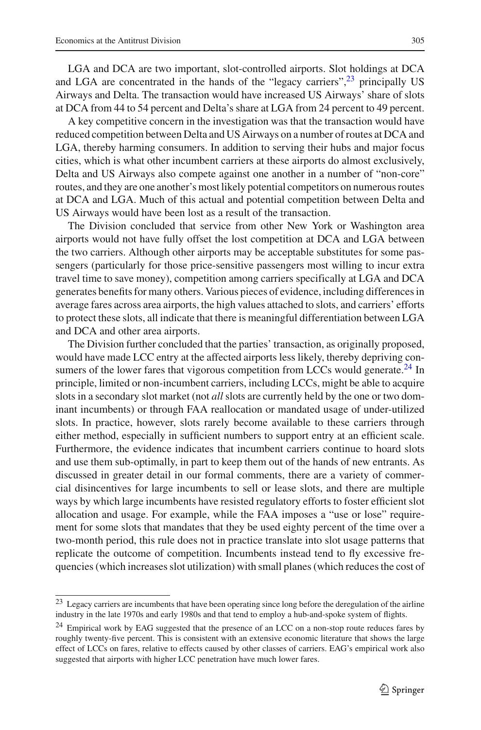LGA and DCA are two important, slot-controlled airports. Slot holdings at DCA and LGA are concentrated in the hands of the "legacy carriers",[23] principally US Airways and Delta. The transaction would have increased US Airways' share of slots at DCA from 44 to 54 percent and Delta's share at LGA from 24 percent to 49 percent.

A key competitive concern in the investigation was that the transaction would have reduced competition between Delta and US Airways on a number of routes at DCA and LGA, thereby harming consumers. In addition to serving their hubs and major focus cities, which is what other incumbent carriers at these airports do almost exclusively, Delta and US Airways also compete against one another in a number of "non-core" routes, and they are one another's most likely potential competitors on numerous routes at DCA and LGA. Much of this actual and potential competition between Delta and US Airways would have been lost as a result of the transaction.

The Division concluded that service from other New York or Washington area airports would not have fully offset the lost competition at DCA and LGA between the two carriers. Although other airports may be acceptable substitutes for some passengers (particularly for those price-sensitive passengers most willing to incur extra travel time to save money), competition among carriers specifically at LGA and DCA generates benefits for many others. Various pieces of evidence, including differences in average fares across area airports, the high values attached to slots, and carriers' efforts to protect these slots, all indicate that there is meaningful differentiation between LGA and DCA and other area airports.

The Division further concluded that the parties' transaction, as originally proposed, would have made LCC entry at the affected airports less likely, thereby depriving consumers of the lower fares that vigorous competition from LCCs would generate.[24] In principle, limited or non-incumbent carriers, including LCCs, might be able to acquire slots in a secondary slot market (not *all* slots are currently held by the one or two dominant incumbents) or through FAA reallocation or mandated usage of under-utilized slots. In practice, however, slots rarely become available to these carriers through either method, especially in sufficient numbers to support entry at an efficient scale. Furthermore, the evidence indicates that incumbent carriers continue to hoard slots and use them sub-optimally, in part to keep them out of the hands of new entrants. As discussed in greater detail in our formal comments, there are a variety of commercial disincentives for large incumbents to sell or lease slots, and there are multiple ways by which large incumbents have resisted regulatory efforts to foster efficient slot allocation and usage. For example, while the FAA imposes a "use or lose" requirement for some slots that mandates that they be used eighty percent of the time over a two-month period, this rule does not in practice translate into slot usage patterns that replicate the outcome of competition. Incumbents instead tend to fly excessive frequencies (which increases slot utilization) with small planes (which reduces the cost of

---

[23] Legacy carriers are incumbents that have been operating since long before the deregulation of the airline industry in the late 1970s and early 1980s and that tend to employ a hub-and-spoke system of flights.

[24] Empirical work by EAG suggested that the presence of an LCC on a non-stop route reduces fares by roughly twenty-five percent. This is consistent with an extensive economic literature that shows the large effect of LCCs on fares, relative to effects caused by other classes of carriers. EAG's empirical work also suggested that airports with higher LCC penetration have much lower fares.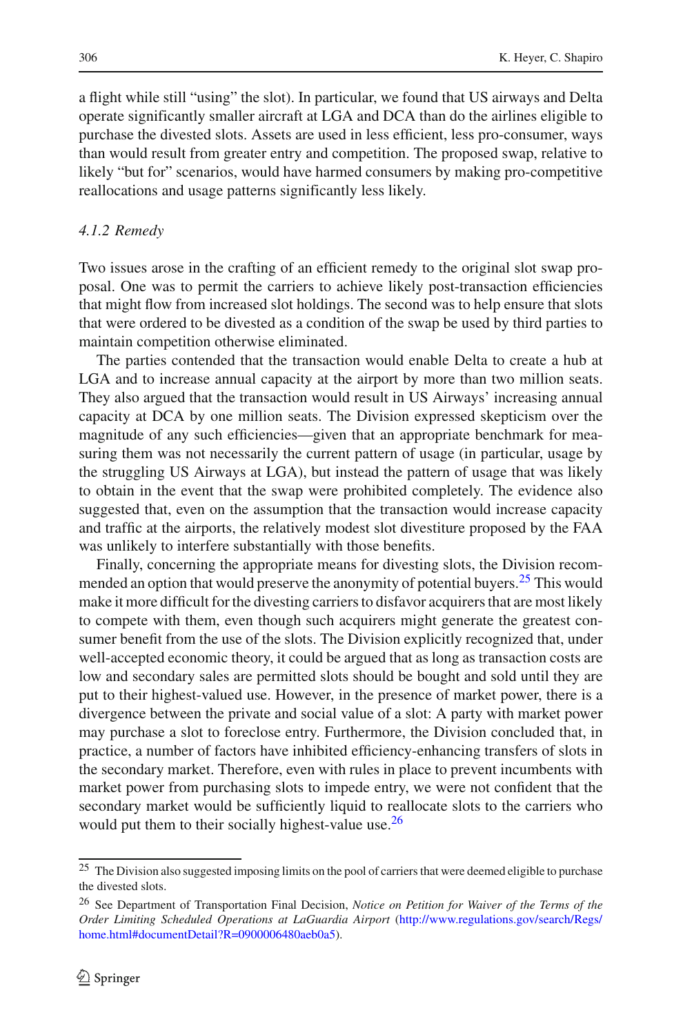a flight while still "using" the slot). In particular, we found that US airways and Delta operate significantly smaller aircraft at LGA and DCA than do the airlines eligible to purchase the divested slots. Assets are used in less efficient, less pro-consumer, ways than would result from greater entry and competition. The proposed swap, relative to likely "but for" scenarios, would have harmed consumers by making pro-competitive reallocations and usage patterns significantly less likely.

#### *4.1.2 Remedy*

Two issues arose in the crafting of an efficient remedy to the original slot swap proposal. One was to permit the carriers to achieve likely post-transaction efficiencies that might flow from increased slot holdings. The second was to help ensure that slots that were ordered to be divested as a condition of the swap be used by third parties to maintain competition otherwise eliminated.

The parties contended that the transaction would enable Delta to create a hub at LGA and to increase annual capacity at the airport by more than two million seats. They also argued that the transaction would result in US Airways' increasing annual capacity at DCA by one million seats. The Division expressed skepticism over the magnitude of any such efficiencies—given that an appropriate benchmark for measuring them was not necessarily the current pattern of usage (in particular, usage by the struggling US Airways at LGA), but instead the pattern of usage that was likely to obtain in the event that the swap were prohibited completely. The evidence also suggested that, even on the assumption that the transaction would increase capacity and traffic at the airports, the relatively modest slot divestiture proposed by the FAA was unlikely to interfere substantially with those benefits.

Finally, concerning the appropriate means for divesting slots, the Division recommended an option that would preserve the anonymity of potential buyers.[25] This would make it more difficult for the divesting carriers to disfavor acquirers that are most likely to compete with them, even though such acquirers might generate the greatest consumer benefit from the use of the slots. The Division explicitly recognized that, under well-accepted economic theory, it could be argued that as long as transaction costs are low and secondary sales are permitted slots should be bought and sold until they are put to their highest-valued use. However, in the presence of market power, there is a divergence between the private and social value of a slot: A party with market power may purchase a slot to foreclose entry. Furthermore, the Division concluded that, in practice, a number of factors have inhibited efficiency-enhancing transfers of slots in the secondary market. Therefore, even with rules in place to prevent incumbents with market power from purchasing slots to impede entry, we were not confident that the secondary market would be sufficiently liquid to reallocate slots to the carriers who would put them to their socially highest-value use.[26]

---

[25] The Division also suggested imposing limits on the pool of carriers that were deemed eligible to purchase the divested slots.

[26] See Department of Transportation Final Decision, *Notice on Petition for Waiver of the Terms of the Order Limiting Scheduled Operations at LaGuardia Airport* (http://www.regulations.gov/search/Regs/home.html#documentDetail?R=0900006480aeb0a5).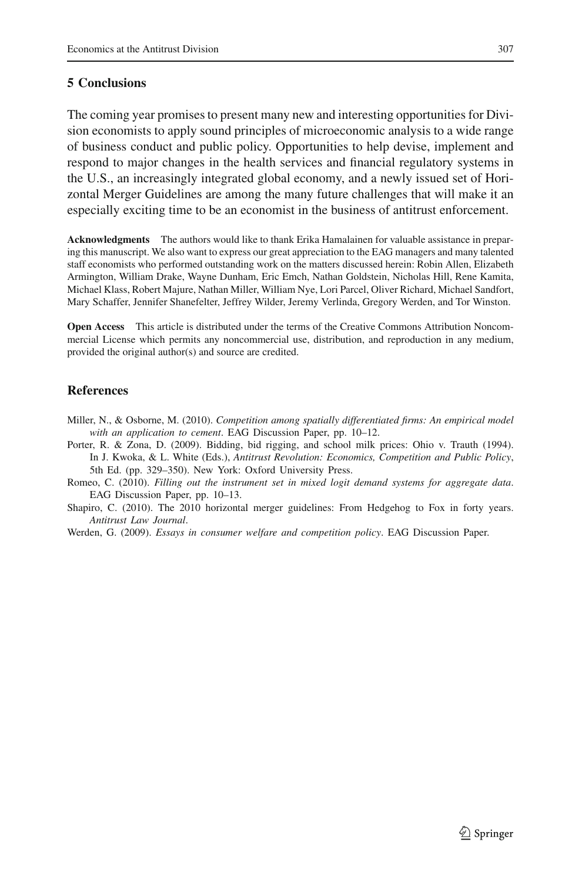## 5 Conclusions

The coming year promises to present many new and interesting opportunities for Division economists to apply sound principles of microeconomic analysis to a wide range of business conduct and public policy. Opportunities to help devise, implement and respond to major changes in the health services and financial regulatory systems in the U.S., an increasingly integrated global economy, and a newly issued set of Horizontal Merger Guidelines are among the many future challenges that will make it an especially exciting time to be an economist in the business of antitrust enforcement.

**Acknowledgments** The authors would like to thank Erika Hamalainen for valuable assistance in preparing this manuscript. We also want to express our great appreciation to the EAG managers and many talented staff economists who performed outstanding work on the matters discussed herein: Robin Allen, Elizabeth Armington, William Drake, Wayne Dunham, Eric Emch, Nathan Goldstein, Nicholas Hill, Rene Kamita, Michael Klass, Robert Majure, Nathan Miller, William Nye, Lori Parcel, Oliver Richard, Michael Sandfort, Mary Schaffer, Jennifer Shanefelter, Jeffrey Wilder, Jeremy Verlinda, Gregory Werden, and Tor Winston.

**Open Access** This article is distributed under the terms of the Creative Commons Attribution Noncommercial License which permits any noncommercial use, distribution, and reproduction in any medium, provided the original author(s) and source are credited.

## References

Miller, N., & Osborne, M. (2010). *Competition among spatially differentiated firms: An empirical model with an application to cement*. EAG Discussion Paper, pp. 10–12.

Porter, R. & Zona, D. (2009). Bidding, bid rigging, and school milk prices: Ohio v. Trauth (1994). In J. Kwoka, & L. White (Eds.), *Antitrust Revolution: Economics, Competition and Public Policy*, 5th Ed. (pp. 329–350). New York: Oxford University Press.

Romeo, C. (2010). *Filling out the instrument set in mixed logit demand systems for aggregate data*. EAG Discussion Paper, pp. 10–13.

Shapiro, C. (2010). The 2010 horizontal merger guidelines: From Hedgehog to Fox in forty years. *Antitrust Law Journal*.

Werden, G. (2009). *Essays in consumer welfare and competition policy*. EAG Discussion Paper.